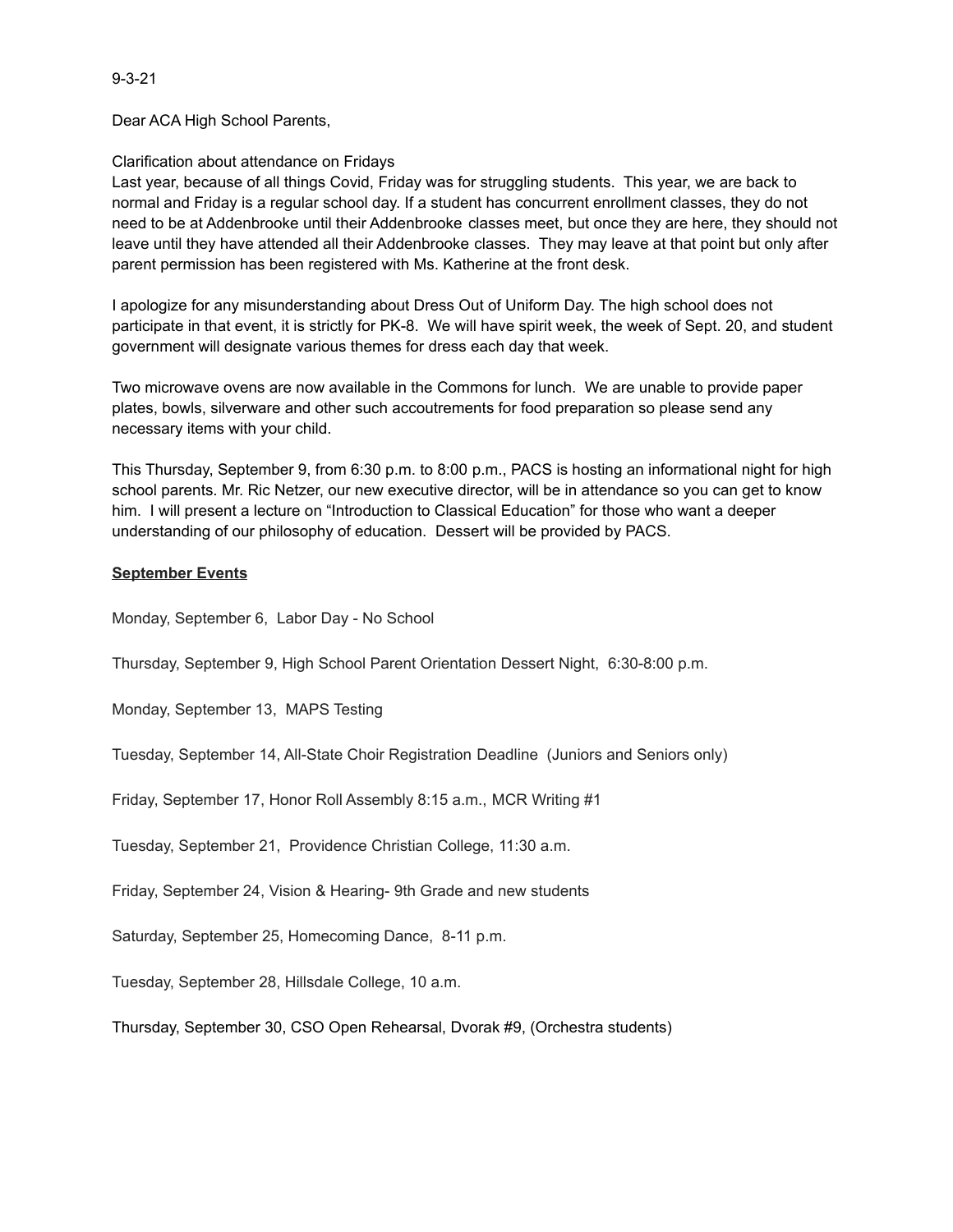9-3-21

Dear ACA High School Parents,

Clarification about attendance on Fridays

Last year, because of all things Covid, Friday was for struggling students. This year, we are back to normal and Friday is a regular school day. If a student has concurrent enrollment classes, they do not need to be at Addenbrooke until their Addenbrooke classes meet, but once they are here, they should not leave until they have attended all their Addenbrooke classes. They may leave at that point but only after parent permission has been registered with Ms. Katherine at the front desk.

I apologize for any misunderstanding about Dress Out of Uniform Day. The high school does not participate in that event, it is strictly for PK-8. We will have spirit week, the week of Sept. 20, and student government will designate various themes for dress each day that week.

Two microwave ovens are now available in the Commons for lunch. We are unable to provide paper plates, bowls, silverware and other such accoutrements for food preparation so please send any necessary items with your child.

This Thursday, September 9, from 6:30 p.m. to 8:00 p.m., PACS is hosting an informational night for high school parents. Mr. Ric Netzer, our new executive director, will be in attendance so you can get to know him. I will present a lecture on "Introduction to Classical Education" for those who want a deeper understanding of our philosophy of education. Dessert will be provided by PACS.

**September Events**

Monday, September 6, Labor Day - No School

Thursday, September 9, High School Parent Orientation Dessert Night, 6:30-8:00 p.m.

Monday, September 13, MAPS Testing

Tuesday, September 14, All-State Choir Registration Deadline (Juniors and Seniors only)

Friday, September 17, Honor Roll Assembly 8:15 a.m., MCR Writing #1

Tuesday, September 21, Providence Christian College, 11:30 a.m.

Friday, September 24, Vision & Hearing- 9th Grade and new students

Saturday, September 25, Homecoming Dance, 8-11 p.m.

Tuesday, September 28, Hillsdale College, 10 a.m.

Thursday, September 30, CSO Open Rehearsal, Dvorak #9, (Orchestra students)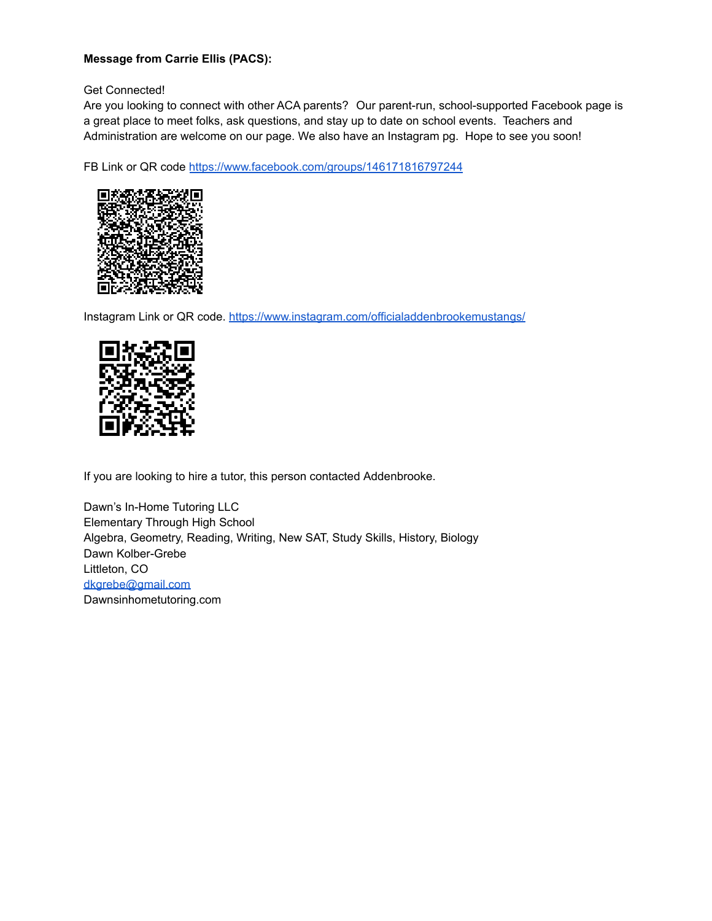**Message from Carrie Ellis (PACS):**

Get Connected!
Are you looking to connect with other ACA parents? Our parent-run, school-supported Facebook page is a great place to meet folks, ask questions, and stay up to date on school events. Teachers and Administration are welcome on our page. We also have an Instagram pg. Hope to see you soon!

FB Link or QR code https://www.facebook.com/groups/146171816797244

Instagram Link or QR code. https://www.instagram.com/officialaddenbrookemustangs/

If you are looking to hire a tutor, this person contacted Addenbrooke.

Dawn's In-Home Tutoring LLC
Elementary Through High School
Algebra, Geometry, Reading, Writing, New SAT, Study Skills, History, Biology
Dawn Kolber-Grebe
Littleton, CO
dkgrebe@gmail.com
Dawnsinhometutoring.com